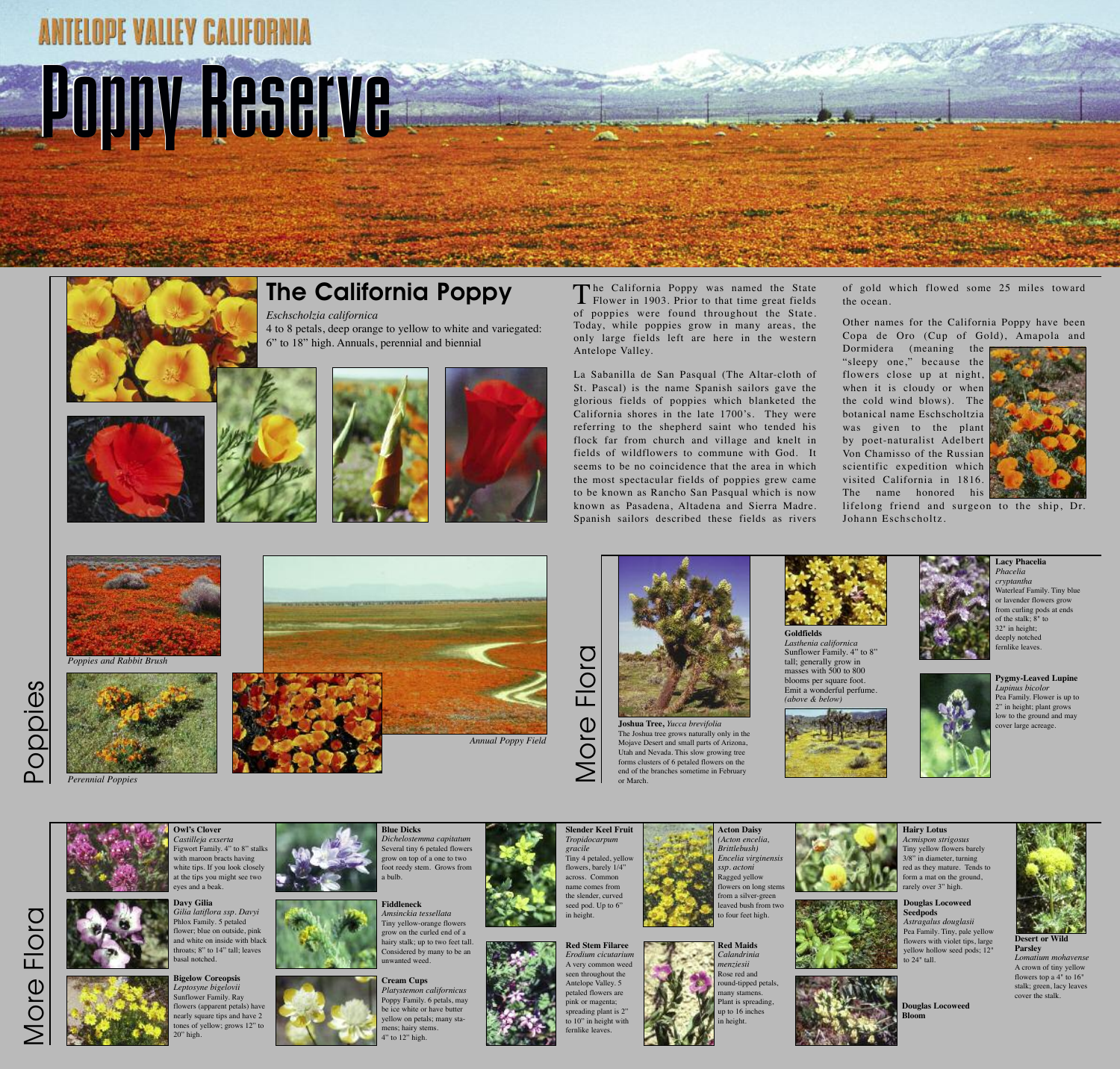# ANTELOPE VALLEY CALIFORNIA

# Poppy Reserve

## The California Poppy

*Eschscholzia californica*

4 to 8 petals, deep orange to yellow to white and variegated: 6" to 18" high. Annuals, perennial and biennial

The California Poppy was named the State Flower in 1903. Prior to that time great fields of poppies were found throughout the State. Today, while poppies grow in many areas, the only large fields left are here in the western Antelope Valley.

La Sabanilla de San Pasqual (The Altar-cloth of St. Pascal) is the name Spanish sailors gave the glorious fields of poppies which blanketed the California shores in the late 1700's. They were referring to the shepherd saint who tended his flock far from church and village and knelt in fields of wildflowers to commune with God. It seems to be no coincidence that the area in which the most spectacular fields of poppies grew came to be known as Rancho San Pasqual which is now known as Pasadena, Altadena and Sierra Madre. Spanish sailors described these fields as rivers of gold which flowed some 25 miles toward the ocean.

Other names for the California Poppy have been Copa de Oro (Cup of Gold), Amapola and Dormidera (meaning the "sleepy one," because the flowers close up at night, when it is cloudy or when the cold wind blows). The botanical name Eschscholtzia was given to the plant by poet-naturalist Adelbert Von Chamisso of the Russian scientific expedition which visited California in 1816. The name honored his lifelong friend and surgeon to the ship, Dr. Johann Eschscholtz.

## Poppies

*Poppies and Rabbit Brush*

*Perennial Poppies*

*Annual Poppy Field*

## More Flora

**Joshua Tree,** *Yucca brevifolia*
The Joshua tree grows naturally only in the Mojave Desert and small parts of Arizona, Utah and Nevada. This slow growing tree forms clusters of 6 petaled flowers on the end of the branches sometime in February or March.

**Goldfields**
*Lasthenia californica*
Sunflower Family. 4" to 8" tall; generally grow in masses with 500 to 800 blooms per square foot. Emit a wonderful perfume. *(above & below)*

**Lacy Phacelia**
*Phacelia cryptantha*
Waterleaf Family. Tiny blue or lavender flowers grow from curling pods at ends of the stalk; 8" to 32" in height; deeply notched fernlike leaves.

**Pygmy-Leaved Lupine**
*Lupinus bicolor*
Pea Family. Flower is up to 2" in height; plant grows low to the ground and may cover large acreage.

## More Flora

**Owl's Clover**
*Castilleja exserta*
Figwort Family. 4" to 8" stalks with maroon bracts having white tips. If you look closely at the tips you might see two eyes and a beak.

**Davy Gilia**
*Gilia latiflora ssp. Davyi*
Phlox Family. 5 petaled flower; blue on outside, pink and white on inside with black throats; 8" to 14" tall; leaves basal notched.

**Bigelow Coreopsis**
*Leptosyne bigelovii*
Sunflower Family. Ray flowers (apparent petals) have nearly square tips and have 2 tones of yellow; grows 12" to 20" high.

**Blue Dicks**
*Dichelostemma capitatum*
Several tiny 6 petaled flowers grow on top of a one to two foot reedy stem. Grows from a bulb.

**Fiddleneck**
*Amsinckia tessellata*
Tiny yellow-orange flowers grow on the curled end of a hairy stalk; up to two feet tall. Considered by many to be an unwanted weed.

**Cream Cups**
*Platystemon californicus*
Poppy Family. 6 petals, may be ice white or have butter yellow on petals; many stamens; hairy stems. 4" to 12" high.

**Slender Keel Fruit**
*Tropidocarpum gracile*
Tiny 4 petaled, yellow flowers, barely 1/4" across. Common name comes from the slender, curved seed pod. Up to 6" in height.

**Red Stem Filaree**
*Erodium cicutarium*
A very common weed seen throughout the Antelope Valley. 5 petaled flowers are pink or magenta; spreading plant is 2" to 10" in height with fernlike leaves.

**Acton Daisy**
*(Acton encelia, Brittlebush)*
*Encelia virginensis ssp. actoni*
Ragged yellow flowers on long stems from a silver-green leaved bush from two to four feet high.

**Red Maids**
*Calandrinia menziesii*
Rose red and round-tipped petals, many stamens. Plant is spreading, up to 16 inches in height.

**Hairy Lotus**
*Acmispon strigosus*
Tiny yellow flowers barely 3/8" in diameter, turning red as they mature. Tends to form a mat on the ground, rarely over 3" high.

**Douglas Locoweed Seedpods**
*Astragalus douglasii*
Pea Family. Tiny, pale yellow flowers with violet tips, large yellow hollow seed pods; 12" to 24" tall.

**Douglas Locoweed Bloom**

**Desert or Wild Parsley**
*Lomatium mohavense*
A crown of tiny yellow flowers top a 4" to 16" stalk; green, lacy leaves cover the stalk.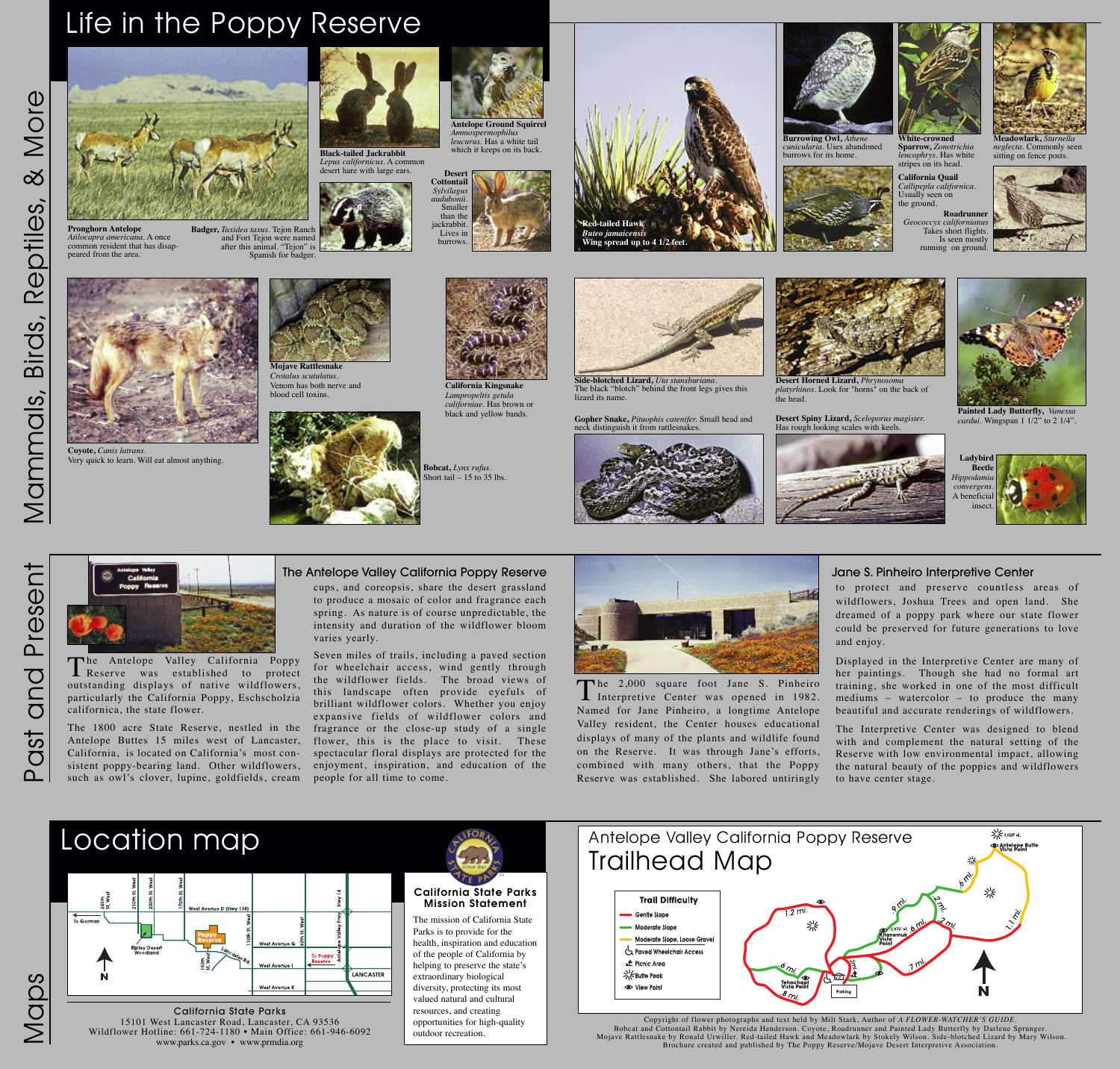# Life in the Poppy Reserve

## Mammals, Birds, Reptiles, & More

**Pronghorn Antelope**
*Atilocapra americana*. A once common resident that has disappeared from the area.

**Badger,** *Taxidea taxus*. Tejon Ranch and Fort Tejon were named after this animal. "Tejon" is Spanish for badger.

**Black-tailed Jackrabbit**
*Lepus californicus*. A common desert hare with large ears.

**Antelope Ground Squirrel**
*Ammospermophilus leucurus*. Has a white tail which it keeps on its back.

**Desert Cottontail**
*Sylvilagus audubonii*. Smaller than the jackrabbit. Lives in burrows.

**Red-tailed Hawk**
*Buteo jamaicensis*
**Wing spread up to 4 1/2 feet.**

**Burrowing Owl,** *Athene cunicularia*. Uses abandoned burrows for its home.

**White-crowned Sparrow,** *Zonotrichia leucophrys*. Has white stripes on its head.

**Meadowlark,** *Sturnella neglecta*. Commonly seen sitting on fence posts.

**California Quail**
*Callipepla californica*. Usually seen on the ground.

**Roadrunner**
*Geococcyx californianus*
Takes short flights. Is seen mostly running on ground.

**Coyote,** *Canis latrans*.
Very quick to learn. Will eat almost anything.

**Mojave Rattlesnake**
*Crotalus scutulatus*.
Venom has both nerve and blood cell toxins.

**California Kingsnake**
*Lampropeltis getula californiae*. Has brown or black and yellow bands.

**Bobcat,** *Lynx rufus*.
Short tail – 15 to 35 lbs.

**Side-blotched Lizard,** *Uta stansburiana*.
The black "blotch" behind the front legs gives this lizard its name.

**Desert Horned Lizard,** *Phrynosoma platyrhinos*. Look for "horns" on the back of the head.

**Painted Lady Butterfly,** *Vanessa cardui*. Wingspan 1 1/2" to 2 1/4".

**Gopher Snake,** *Pituophis catenifer*. Small head and neck distinguish it from rattlesnakes.

**Desert Spiny Lizard,** *Sceloporus magister*.
Has rough looking scales with keels.

**Ladybird Beetle**
*Hippodamia convergens*.
A beneficial insect.

## Past and Present

### The Antelope Valley California Poppy Reserve

The Antelope Valley California Poppy Reserve was established to protect outstanding displays of native wildflowers, particularly the California Poppy, Eschscholzia californica, the state flower.

The 1800 acre State Reserve, nestled in the Antelope Buttes 15 miles west of Lancaster, California, is located on California's most consistent poppy-bearing land. Other wildflowers, such as owl's clover, lupine, goldfields, cream cups, and coreopsis, share the desert grassland to produce a mosaic of color and fragrance each spring. As nature is of course unpredictable, the intensity and duration of the wildflower bloom varies yearly.

Seven miles of trails, including a paved section for wheelchair access, wind gently through the wildflower fields. The broad views of this landscape often provide eyefuls of brilliant wildflower colors. Whether you enjoy expansive fields of wildflower colors and fragrance or the close-up study of a single flower, this is the place to visit. These spectacular floral displays are protected for the enjoyment, inspiration, and education of the people for all time to come.

### Jane S. Pinheiro Interpretive Center

The 2,000 square foot Jane S. Pinheiro Interpretive Center was opened in 1982. Named for Jane Pinheiro, a longtime Antelope Valley resident, the Center houses educational displays of many of the plants and wildlife found on the Reserve. It was through Jane's efforts, combined with many others, that the Poppy Reserve was established. She labored untiringly to protect and preserve countless areas of wildflowers, Joshua Trees and open land. She dreamed of a poppy park where our state flower could be preserved for future generations to love and enjoy.

Displayed in the Interpretive Center are many of her paintings. Though she had no formal art training, she worked in one of the most difficult mediums – watercolor – to produce the many beautiful and accurate renderings of wildflowers.

The Interpretive Center was designed to blend with and complement the natural setting of the Reserve with low environmental impact, allowing the natural beauty of the poppies and wildflowers to have center stage.

## Maps

### Location map

245th St. West
210th St. West
200th St. West
170th St. West
West Avenue D (Hwy 138)
To Gorman
Ripley Desert Woodland
Poppy Reserve
150th St. West
Lancaster Rd.
110th St. West
West Avenue G
60th St. West
West Avenue I
To Poppy Reserve
Antelope Valley Frwy
Hwy 14
LANCASTER
West Avenue K
N

California State Parks
15101 West Lancaster Road, Lancaster, CA 93536
Wildflower Hotline: 661-724-1180 • Main Office: 661-946-6092
www.parks.ca.gov • www.prmdia.org

### California State Parks Mission Statement

The mission of California State Parks is to provide for the health, inspiration and education of the people of California by helping to preserve the state's extraordinary biological diversity, protecting its most valued natural and cultural resources, and creating opportunities for high-quality outdoor recreation.

### Antelope Valley California Poppy Reserve Trailhead Map

**Trail Difficulty**
- Gentle Slope
- Moderate Slope
- Moderate Slope, Loose Gravel
- Paved Wheelchair Access
- Picnic Area
- Butte Peak
- View Point

3,027 el.
Antelope Butte Vista Point
.6 mi.
.2 mi.
.9 mi.
1.1 mi.
1.2 mi.
2,970' el.
Kitanemuk Vista Point
.6 mi.
.2 mi.
.7 mi.
.6 mi.
Tehachapi Vista Point
.8 mi.
.2 mi.
Parking
N

Copyright of flower photographs and text held by Milt Stark, Author of *A FLOWER-WATCHER'S GUIDE*.
Bobcat and Cottontail Rabbit by Nereida Henderson. Coyote, Roadrunner and Painted Lady Butterfly by Darlene Sprunger.
Mojave Rattlesnake by Ronald Urwiller. Red-tailed Hawk and Meadowlark by Stokely Wilson. Side-blotched Lizard by Mary Wilson.
Brochure created and published by The Poppy Reserve/Mojave Desert Interpretive Association.